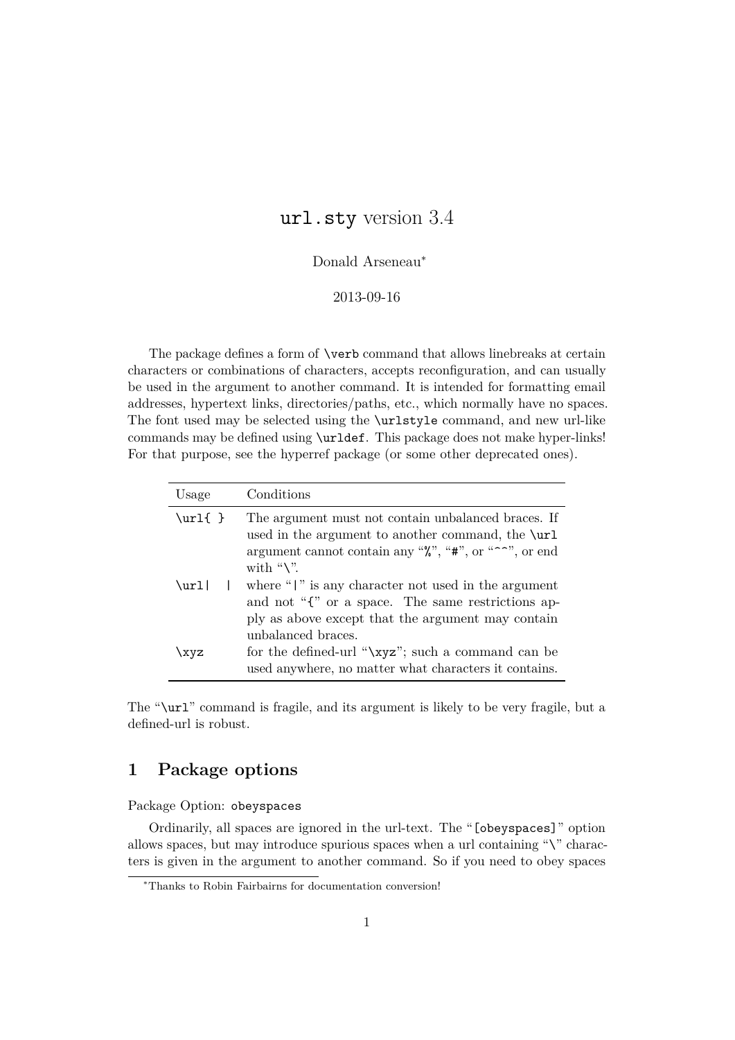# `url.sty` version 3.4

Donald Arseneau[*]

2013-09-16

The package defines a form of `\verb` command that allows linebreaks at certain characters or combinations of characters, accepts reconfiguration, and can usually be used in the argument to another command. It is intended for formatting email addresses, hypertext links, directories/paths, etc., which normally have no spaces. The font used may be selected using the `\urlstyle` command, and new url-like commands may be defined using `\urldef`. This package does not make hyper-links! For that purpose, see the hyperref package (or some other deprecated ones).

| Usage | Conditions |
|---|---|
| `\url{ }` | The argument must not contain unbalanced braces. If used in the argument to another command, the `\url` argument cannot contain any "`%`", "`#`", or "`^^`", or end with "`\`". |
| `\url\| \|` | where "`\|`" is any character not used in the argument and not "`{`" or a space. The same restrictions apply as above except that the argument may contain unbalanced braces. |
| `\xyz` | for the defined-url "`\xyz`"; such a command can be used anywhere, no matter what characters it contains. |

The "`\url`" command is fragile, and its argument is likely to be very fragile, but a defined-url is robust.

## 1 Package options

Package Option: `obeyspaces`

Ordinarily, all spaces are ignored in the url-text. The "`[obeyspaces]`" option allows spaces, but may introduce spurious spaces when a url containing "`\`" characters is given in the argument to another command. So if you need to obey spaces

[*] Thanks to Robin Fairbairns for documentation conversion!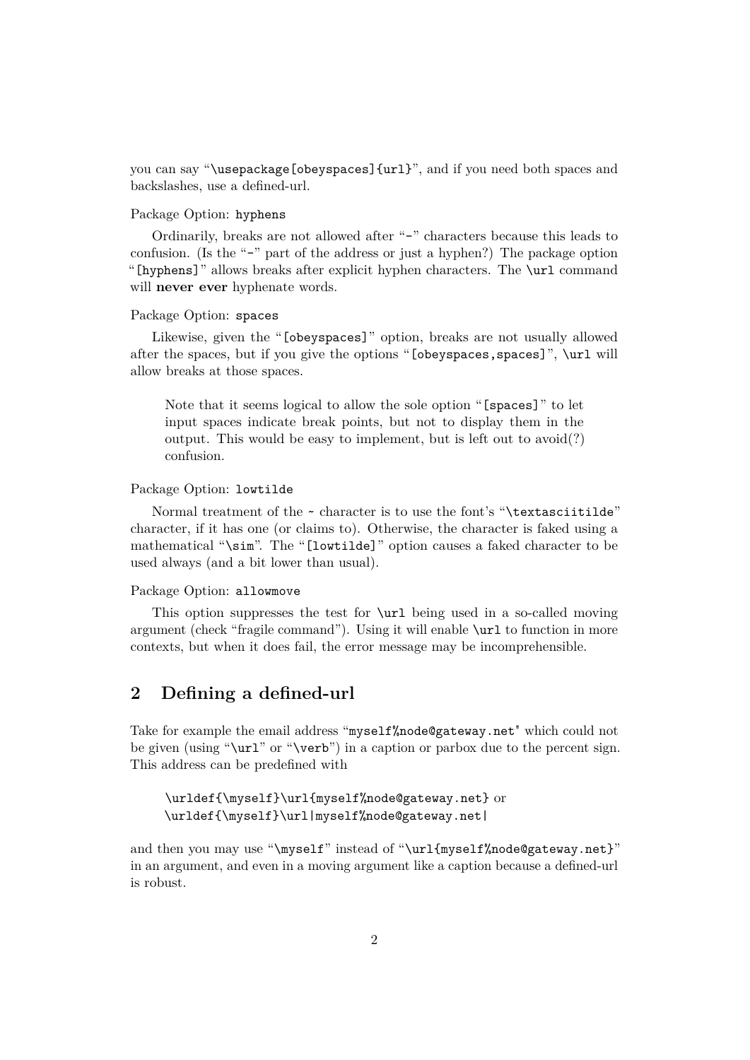you can say "`\usepackage[obeyspaces]{url}`", and if you need both spaces and backslashes, use a defined-url.

Package Option: `hyphens`

Ordinarily, breaks are not allowed after "`-`" characters because this leads to confusion. (Is the "`-`" part of the address or just a hyphen?) The package option "`[hyphens]`" allows breaks after explicit hyphen characters. The `\url` command will **never ever** hyphenate words.

Package Option: `spaces`

Likewise, given the "`[obeyspaces]`" option, breaks are not usually allowed after the spaces, but if you give the options "`[obeyspaces,spaces]`", `\url` will allow breaks at those spaces.

> Note that it seems logical to allow the sole option "`[spaces]`" to let input spaces indicate break points, but not to display them in the output. This would be easy to implement, but is left out to avoid(?) confusion.

Package Option: `lowtilde`

Normal treatment of the `~` character is to use the font's "`\textasciitilde`" character, if it has one (or claims to). Otherwise, the character is faked using a mathematical "`\sim`". The "`[lowtilde]`" option causes a faked character to be used always (and a bit lower than usual).

Package Option: `allowmove`

This option suppresses the test for `\url` being used in a so-called moving argument (check "fragile command"). Using it will enable `\url` to function in more contexts, but when it does fail, the error message may be incomprehensible.

## 2 Defining a defined-url

Take for example the email address "`myself%node@gateway.net`" which could not be given (using "`\url`" or "`\verb`") in a caption or parbox due to the percent sign. This address can be predefined with

```
\urldef{\myself}\url{myself%node@gateway.net} or
\urldef{\myself}\url|myself%node@gateway.net|
```

and then you may use "`\myself`" instead of "`\url{myself%node@gateway.net}`" in an argument, and even in a moving argument like a caption because a defined-url is robust.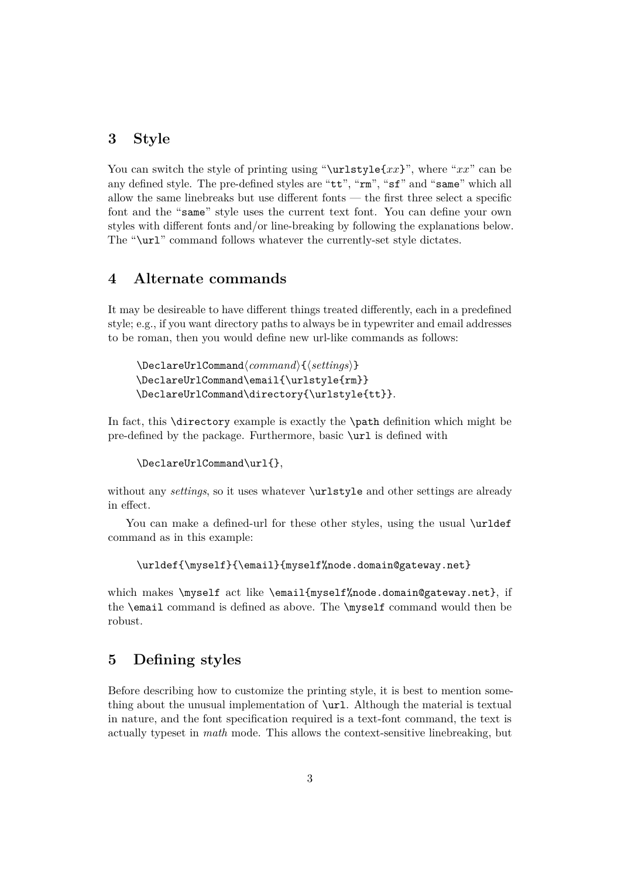## 3 Style

You can switch the style of printing using "`\urlstyle{`*xx*`}`", where "*xx*" can be any defined style. The pre-defined styles are "`tt`", "`rm`", "`sf`" and "`same`" which all allow the same linebreaks but use different fonts — the first three select a specific font and the "`same`" style uses the current text font. You can define your own styles with different fonts and/or line-breaking by following the explanations below. The "`\url`" command follows whatever the currently-set style dictates.

## 4 Alternate commands

It may be desireable to have different things treated differently, each in a predefined style; e.g., if you want directory paths to always be in typewriter and email addresses to be roman, then you would define new url-like commands as follows:

```
\DeclareUrlCommand⟨command⟩{⟨settings⟩}
\DeclareUrlCommand\email{\urlstyle{rm}}
\DeclareUrlCommand\directory{\urlstyle{tt}}.
```

In fact, this `\directory` example is exactly the `\path` definition which might be pre-defined by the package. Furthermore, basic `\url` is defined with

```
\DeclareUrlCommand\url{},
```

without any *settings*, so it uses whatever `\urlstyle` and other settings are already in effect.

You can make a defined-url for these other styles, using the usual `\urldef` command as in this example:

```
\urldef{\myself}{\email}{myself%node.domain@gateway.net}
```

which makes `\myself` act like `\email{myself%node.domain@gateway.net}`, if the `\email` command is defined as above. The `\myself` command would then be robust.

## 5 Defining styles

Before describing how to customize the printing style, it is best to mention something about the unusual implementation of `\url`. Although the material is textual in nature, and the font specification required is a text-font command, the text is actually typeset in *math* mode. This allows the context-sensitive linebreaking, but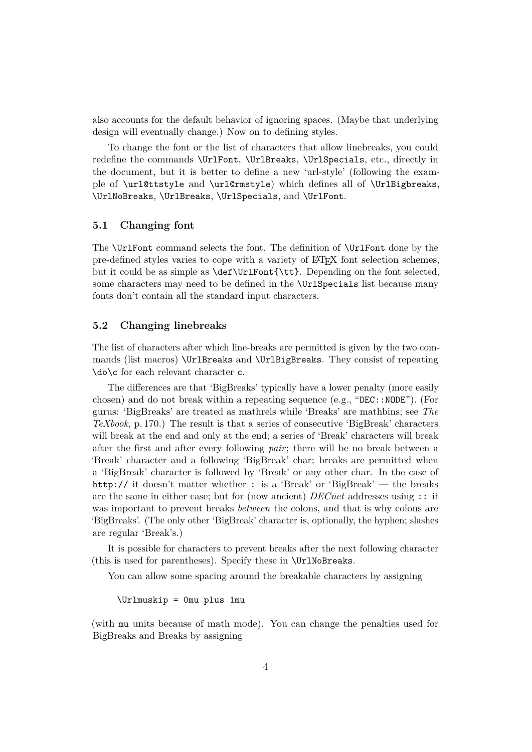also accounts for the default behavior of ignoring spaces. (Maybe that underlying design will eventually change.) Now on to defining styles.

To change the font or the list of characters that allow linebreaks, you could redefine the commands `\UrlFont`, `\UrlBreaks`, `\UrlSpecials`, etc., directly in the document, but it is better to define a new 'url-style' (following the example of `\url@ttstyle` and `\url@rmstyle`) which defines all of `\UrlBigbreaks`, `\UrlNoBreaks`, `\UrlBreaks`, `\UrlSpecials`, and `\UrlFont`.

### 5.1 Changing font

The `\UrlFont` command selects the font. The definition of `\UrlFont` done by the pre-defined styles varies to cope with a variety of LaTeX font selection schemes, but it could be as simple as `\def\UrlFont{\tt}`. Depending on the font selected, some characters may need to be defined in the `\UrlSpecials` list because many fonts don't contain all the standard input characters.

### 5.2 Changing linebreaks

The list of characters after which line-breaks are permitted is given by the two commands (list macros) `\UrlBreaks` and `\UrlBigBreaks`. They consist of repeating `\do\c` for each relevant character `c`.

The differences are that 'BigBreaks' typically have a lower penalty (more easily chosen) and do not break within a repeating sequence (e.g., "`DEC::NODE`"). (For gurus: 'BigBreaks' are treated as mathrels while 'Breaks' are mathbins; see *The TeXbook*, p. 170.) The result is that a series of consecutive 'BigBreak' characters will break at the end and only at the end; a series of 'Break' characters will break after the first and after every following *pair*; there will be no break between a 'Break' character and a following 'BigBreak' char; breaks are permitted when a 'BigBreak' character is followed by 'Break' or any other char. In the case of `http://` it doesn't matter whether `:` is a 'Break' or 'BigBreak' — the breaks are the same in either case; but for (now ancient) *DECnet* addresses using `::` it was important to prevent breaks *between* the colons, and that is why colons are 'BigBreaks'. (The only other 'BigBreak' character is, optionally, the hyphen; slashes are regular 'Break's.)

It is possible for characters to prevent breaks after the next following character (this is used for parentheses). Specify these in `\UrlNoBreaks`.

You can allow some spacing around the breakable characters by assigning

```
\Urlmuskip = 0mu plus 1mu
```

(with `mu` units because of math mode). You can change the penalties used for BigBreaks and Breaks by assigning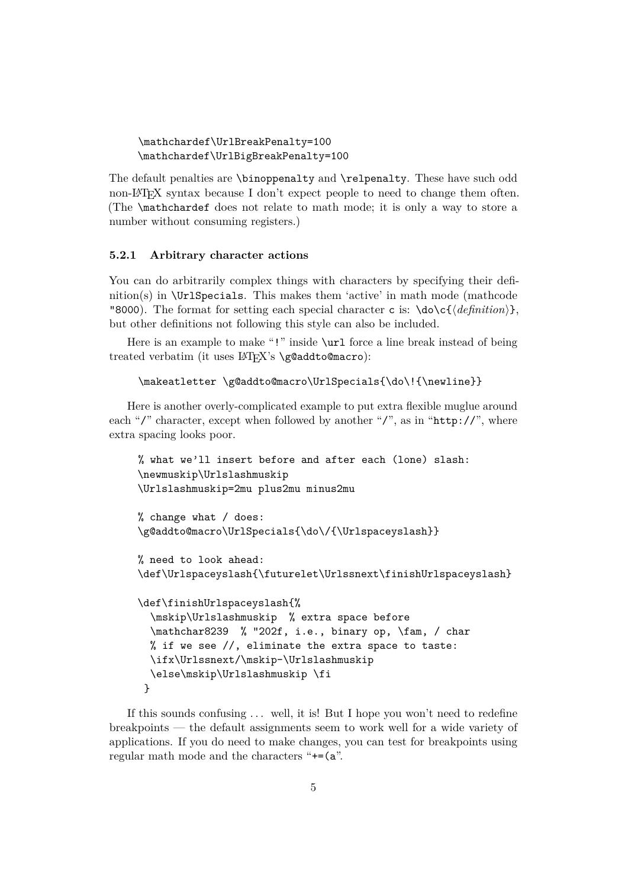```
\mathchardef\UrlBreakPenalty=100
\mathchardef\UrlBigBreakPenalty=100
```

The default penalties are `\binoppenalty` and `\relpenalty`. These have such odd non-LaTeX syntax because I don't expect people to need to change them often. (The `\mathchardef` does not relate to math mode; it is only a way to store a number without consuming registers.)

### 5.2.1 Arbitrary character actions

You can do arbitrarily complex things with characters by specifying their definition(s) in `\UrlSpecials`. This makes them 'active' in math mode (mathcode `"8000`). The format for setting each special character `c` is: `\do\c{`⟨*definition*⟩`}`, but other definitions not following this style can also be included.

Here is an example to make "`!`" inside `\url` force a line break instead of being treated verbatim (it uses LaTeX's `\g@addto@macro`):

```
\makeatletter \g@addto@macro\UrlSpecials{\do\!{\newline}}
```

Here is another overly-complicated example to put extra flexible muglue around each "`/`" character, except when followed by another "`/`", as in "`http://`", where extra spacing looks poor.

```
% what we'll insert before and after each (lone) slash:
\newmuskip\Urlslashmuskip
\Urlslashmuskip=2mu plus2mu minus2mu

% change what / does:
\g@addto@macro\UrlSpecials{\do\/{\Urlspaceyslash}}

% need to look ahead:
\def\Urlspaceyslash{\futurelet\Urlssnext\finishUrlspaceyslash}

\def\finishUrlspaceyslash{%
  \mskip\Urlslashmuskip  % extra space before
  \mathchar8239  % "202f, i.e., binary op, \fam, / char
  % if we see //, eliminate the extra space to taste:
  \ifx\Urlssnext/\mskip-\Urlslashmuskip
  \else\mskip\Urlslashmuskip \fi
 }
```

If this sounds confusing ... well, it is! But I hope you won't need to redefine breakpoints — the default assignments seem to work well for a wide variety of applications. If you do need to make changes, you can test for breakpoints using regular math mode and the characters "`+=(a`".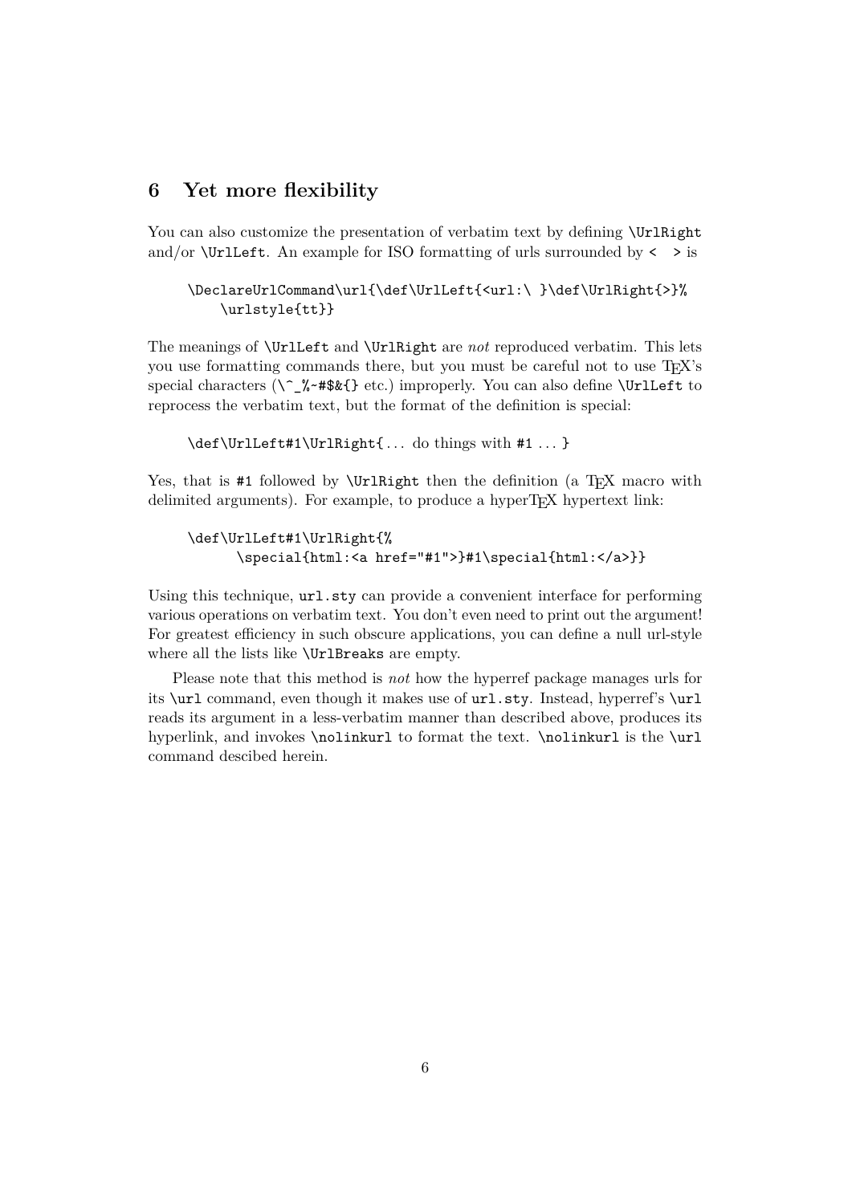## 6 Yet more flexibility

You can also customize the presentation of verbatim text by defining `\UrlRight` and/or `\UrlLeft`. An example for ISO formatting of urls surrounded by `<  >` is

```
\DeclareUrlCommand\url{\def\UrlLeft{<url:\ }\def\UrlRight{>}%
    \urlstyle{tt}}
```

The meanings of `\UrlLeft` and `\UrlRight` are *not* reproduced verbatim. This lets you use formatting commands there, but you must be careful not to use TEX's special characters (`\^_%~#$&{}` etc.) improperly. You can also define `\UrlLeft` to reprocess the verbatim text, but the format of the definition is special:

```
\def\UrlLeft#1\UrlRight{ ... do things with #1 ... }
```

Yes, that is `#1` followed by `\UrlRight` then the definition (a TEX macro with delimited arguments). For example, to produce a hyperTEX hypertext link:

```
\def\UrlLeft#1\UrlRight{%
      \special{html:<a href="#1">}#1\special{html:</a>}}
```

Using this technique, `url.sty` can provide a convenient interface for performing various operations on verbatim text. You don't even need to print out the argument! For greatest efficiency in such obscure applications, you can define a null url-style where all the lists like `\UrlBreaks` are empty.

Please note that this method is *not* how the hyperref package manages urls for its `\url` command, even though it makes use of `url.sty`. Instead, hyperref's `\url` reads its argument in a less-verbatim manner than described above, produces its hyperlink, and invokes `\nolinkurl` to format the text. `\nolinkurl` is the `\url` command descibed herein.